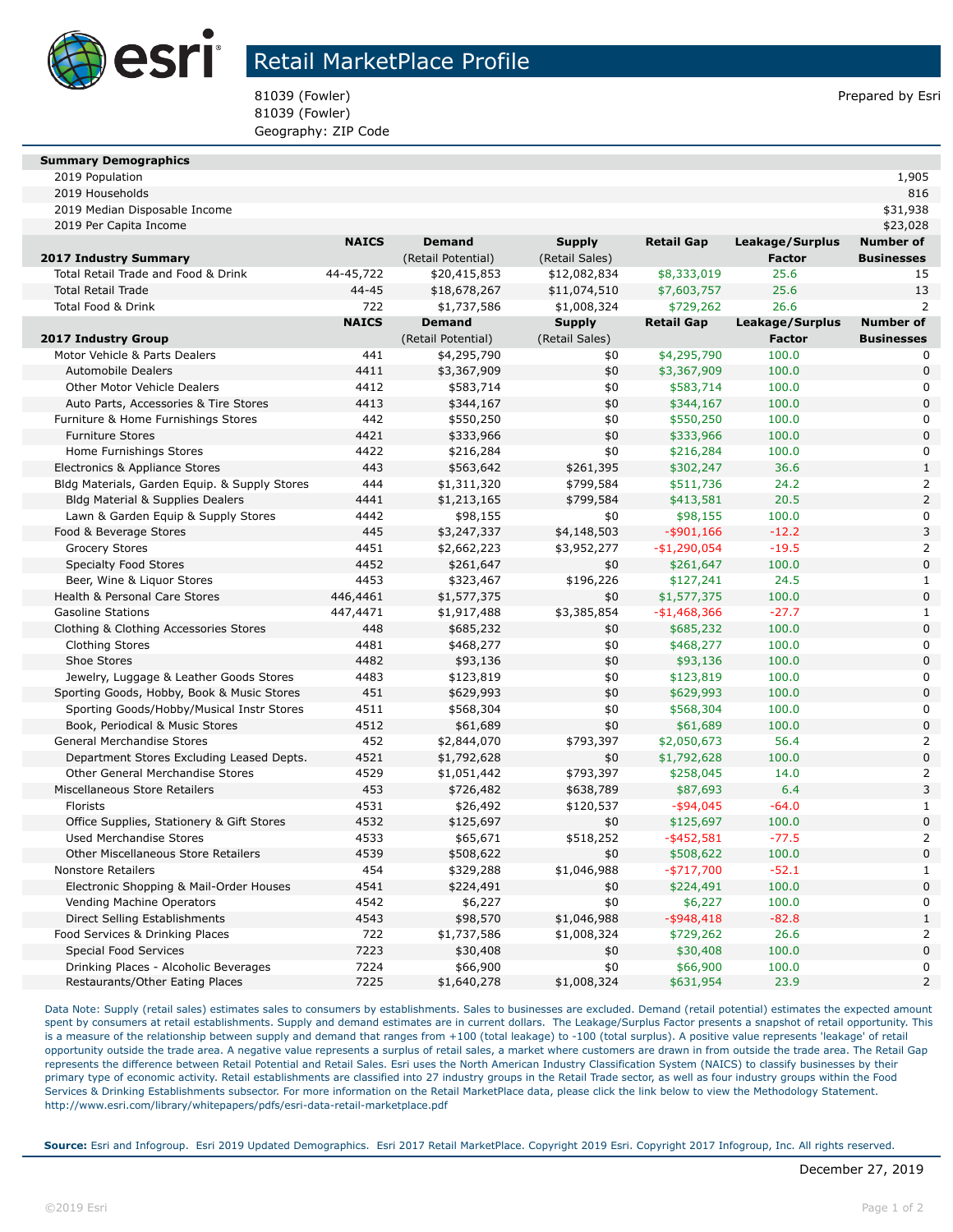# Retail MarketPlace Profile

81039 (Fowler)
81039 (Fowler)
Geography: ZIP Code

Prepared by Esri

| Summary Demographics | |
|---|---|
| 2019 Population | 1,905 |
| 2019 Households | 816 |
| 2019 Median Disposable Income | $31,938 |
| 2019 Per Capita Income | $23,028 |

| 2017 Industry Summary | NAICS | Demand (Retail Potential) | Supply (Retail Sales) | Retail Gap | Leakage/Surplus Factor | Number of Businesses |
|---|---|---|---|---|---|---|
| Total Retail Trade and Food & Drink | 44-45,722 | $20,415,853 | $12,082,834 | $8,333,019 | 25.6 | 15 |
| Total Retail Trade | 44-45 | $18,678,267 | $11,074,510 | $7,603,757 | 25.6 | 13 |
| Total Food & Drink | 722 | $1,737,586 | $1,008,324 | $729,262 | 26.6 | 2 |

| 2017 Industry Group | NAICS | Demand (Retail Potential) | Supply (Retail Sales) | Retail Gap | Leakage/Surplus Factor | Number of Businesses |
|---|---|---|---|---|---|---|
| Motor Vehicle & Parts Dealers | 441 | $4,295,790 | $0 | $4,295,790 | 100.0 | 0 |
| Automobile Dealers | 4411 | $3,367,909 | $0 | $3,367,909 | 100.0 | 0 |
| Other Motor Vehicle Dealers | 4412 | $583,714 | $0 | $583,714 | 100.0 | 0 |
| Auto Parts, Accessories & Tire Stores | 4413 | $344,167 | $0 | $344,167 | 100.0 | 0 |
| Furniture & Home Furnishings Stores | 442 | $550,250 | $0 | $550,250 | 100.0 | 0 |
| Furniture Stores | 4421 | $333,966 | $0 | $333,966 | 100.0 | 0 |
| Home Furnishings Stores | 4422 | $216,284 | $0 | $216,284 | 100.0 | 0 |
| Electronics & Appliance Stores | 443 | $563,642 | $261,395 | $302,247 | 36.6 | 1 |
| Bldg Materials, Garden Equip. & Supply Stores | 444 | $1,311,320 | $799,584 | $511,736 | 24.2 | 2 |
| Bldg Material & Supplies Dealers | 4441 | $1,213,165 | $799,584 | $413,581 | 20.5 | 2 |
| Lawn & Garden Equip & Supply Stores | 4442 | $98,155 | $0 | $98,155 | 100.0 | 0 |
| Food & Beverage Stores | 445 | $3,247,337 | $4,148,503 | -$901,166 | -12.2 | 3 |
| Grocery Stores | 4451 | $2,662,223 | $3,952,277 | -$1,290,054 | -19.5 | 2 |
| Specialty Food Stores | 4452 | $261,647 | $0 | $261,647 | 100.0 | 0 |
| Beer, Wine & Liquor Stores | 4453 | $323,467 | $196,226 | $127,241 | 24.5 | 1 |
| Health & Personal Care Stores | 446,4461 | $1,577,375 | $0 | $1,577,375 | 100.0 | 0 |
| Gasoline Stations | 447,4471 | $1,917,488 | $3,385,854 | -$1,468,366 | -27.7 | 1 |
| Clothing & Clothing Accessories Stores | 448 | $685,232 | $0 | $685,232 | 100.0 | 0 |
| Clothing Stores | 4481 | $468,277 | $0 | $468,277 | 100.0 | 0 |
| Shoe Stores | 4482 | $93,136 | $0 | $93,136 | 100.0 | 0 |
| Jewelry, Luggage & Leather Goods Stores | 4483 | $123,819 | $0 | $123,819 | 100.0 | 0 |
| Sporting Goods, Hobby, Book & Music Stores | 451 | $629,993 | $0 | $629,993 | 100.0 | 0 |
| Sporting Goods/Hobby/Musical Instr Stores | 4511 | $568,304 | $0 | $568,304 | 100.0 | 0 |
| Book, Periodical & Music Stores | 4512 | $61,689 | $0 | $61,689 | 100.0 | 0 |
| General Merchandise Stores | 452 | $2,844,070 | $793,397 | $2,050,673 | 56.4 | 2 |
| Department Stores Excluding Leased Depts. | 4521 | $1,792,628 | $0 | $1,792,628 | 100.0 | 0 |
| Other General Merchandise Stores | 4529 | $1,051,442 | $793,397 | $258,045 | 14.0 | 2 |
| Miscellaneous Store Retailers | 453 | $726,482 | $638,789 | $87,693 | 6.4 | 3 |
| Florists | 4531 | $26,492 | $120,537 | -$94,045 | -64.0 | 1 |
| Office Supplies, Stationery & Gift Stores | 4532 | $125,697 | $0 | $125,697 | 100.0 | 0 |
| Used Merchandise Stores | 4533 | $65,671 | $518,252 | -$452,581 | -77.5 | 2 |
| Other Miscellaneous Store Retailers | 4539 | $508,622 | $0 | $508,622 | 100.0 | 0 |
| Nonstore Retailers | 454 | $329,288 | $1,046,988 | -$717,700 | -52.1 | 1 |
| Electronic Shopping & Mail-Order Houses | 4541 | $224,491 | $0 | $224,491 | 100.0 | 0 |
| Vending Machine Operators | 4542 | $6,227 | $0 | $6,227 | 100.0 | 0 |
| Direct Selling Establishments | 4543 | $98,570 | $1,046,988 | -$948,418 | -82.8 | 1 |
| Food Services & Drinking Places | 722 | $1,737,586 | $1,008,324 | $729,262 | 26.6 | 2 |
| Special Food Services | 7223 | $30,408 | $0 | $30,408 | 100.0 | 0 |
| Drinking Places - Alcoholic Beverages | 7224 | $66,900 | $0 | $66,900 | 100.0 | 0 |
| Restaurants/Other Eating Places | 7225 | $1,640,278 | $1,008,324 | $631,954 | 23.9 | 2 |

Data Note: Supply (retail sales) estimates sales to consumers by establishments. Sales to businesses are excluded. Demand (retail potential) estimates the expected amount spent by consumers at retail establishments. Supply and demand estimates are in current dollars. The Leakage/Surplus Factor presents a snapshot of retail opportunity. This is a measure of the relationship between supply and demand that ranges from +100 (total leakage) to -100 (total surplus). A positive value represents 'leakage' of retail opportunity outside the trade area. A negative value represents a surplus of retail sales, a market where customers are drawn in from outside the trade area. The Retail Gap represents the difference between Retail Potential and Retail Sales. Esri uses the North American Industry Classification System (NAICS) to classify businesses by their primary type of economic activity. Retail establishments are classified into 27 industry groups in the Retail Trade sector, as well as four industry groups within the Food Services & Drinking Establishments subsector. For more information on the Retail MarketPlace data, please click the link below to view the Methodology Statement.
http://www.esri.com/library/whitepapers/pdfs/esri-data-retail-marketplace.pdf

**Source:** Esri and Infogroup. Esri 2019 Updated Demographics. Esri 2017 Retail MarketPlace. Copyright 2019 Esri. Copyright 2017 Infogroup, Inc. All rights reserved.

December 27, 2019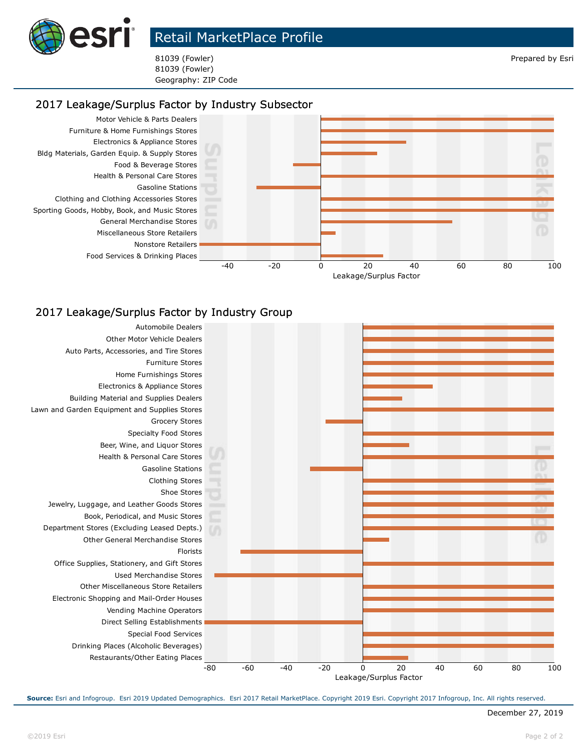# Retail MarketPlace Profile

81039 (Fowler)
81039 (Fowler)
Geography: ZIP Code

Prepared by Esri

## 2017 Leakage/Surplus Factor by Industry Subsector

Motor Vehicle & Parts Dealers
Furniture & Home Furnishings Stores
Electronics & Appliance Stores
Bldg Materials, Garden Equip. & Supply Stores
Food & Beverage Stores
Health & Personal Care Stores
Gasoline Stations
Clothing and Clothing Accessories Stores
Sporting Goods, Hobby, Book, and Music Stores
General Merchandise Stores
Miscellaneous Store Retailers
Nonstore Retailers
Food Services & Drinking Places

Surplus
Leakage

-40 -20 0 20 40 60 80 100

Leakage/Surplus Factor

## 2017 Leakage/Surplus Factor by Industry Group

Automobile Dealers
Other Motor Vehicle Dealers
Auto Parts, Accessories, and Tire Stores
Furniture Stores
Home Furnishings Stores
Electronics & Appliance Stores
Building Material and Supplies Dealers
Lawn and Garden Equipment and Supplies Stores
Grocery Stores
Specialty Food Stores
Beer, Wine, and Liquor Stores
Health & Personal Care Stores
Gasoline Stations
Clothing Stores
Shoe Stores
Jewelry, Luggage, and Leather Goods Stores
Book, Periodical, and Music Stores
Department Stores (Excluding Leased Depts.)
Other General Merchandise Stores
Florists
Office Supplies, Stationery, and Gift Stores
Used Merchandise Stores
Other Miscellaneous Store Retailers
Electronic Shopping and Mail-Order Houses
Vending Machine Operators
Direct Selling Establishments
Special Food Services
Drinking Places (Alcoholic Beverages)
Restaurants/Other Eating Places

Surplus
Leakage

-80 -60 -40 -20 0 20 40 60 80 100

Leakage/Surplus Factor

**Source:** Esri and Infogroup. Esri 2019 Updated Demographics. Esri 2017 Retail MarketPlace. Copyright 2019 Esri. Copyright 2017 Infogroup, Inc. All rights reserved.

December 27, 2019

©2019 Esri